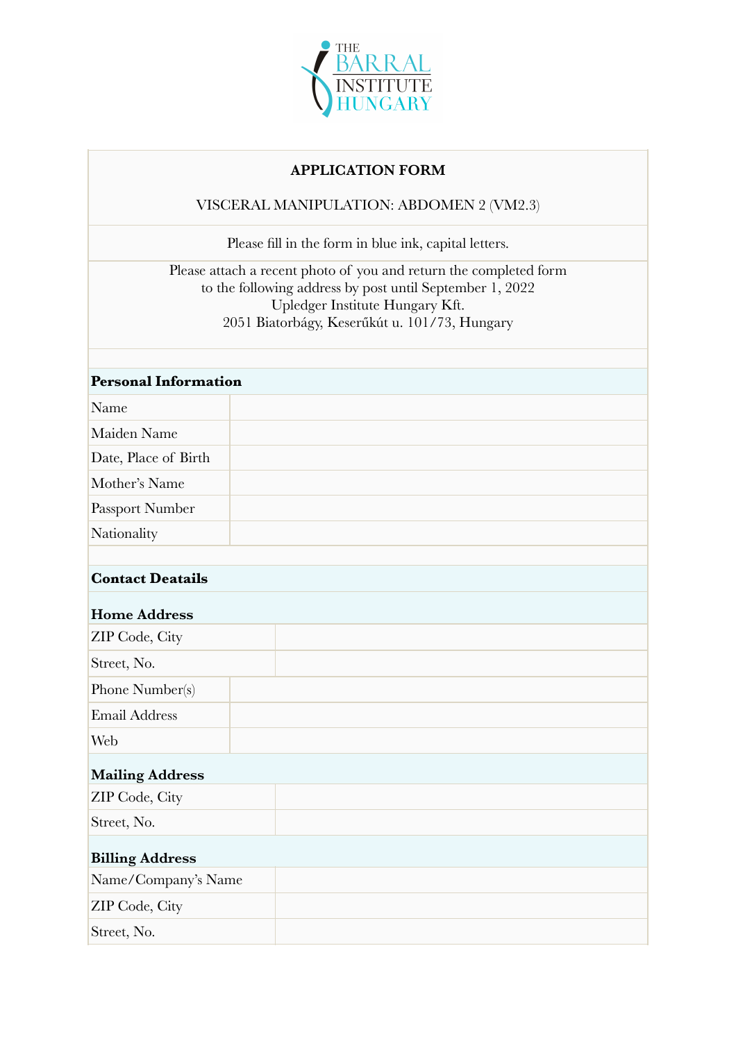THE BARRAL INSTITUTE HUNGARY

**APPLICATION FORM**

VISCERAL MANIPULATION: ABDOMEN 2 (VM2.3)

Please fill in the form in blue ink, capital letters.

Please attach a recent photo of you and return the completed form to the following address by post until September 1, 2022
Upledger Institute Hungary Kft.
2051 Biatorbágy, Keserűkút u. 101/73, Hungary

**Personal Information**

| | |
|---|---|
| Name | |
| Maiden Name | |
| Date, Place of Birth | |
| Mother's Name | |
| Passport Number | |
| Nationality | |

**Contact Deatails**

**Home Address**

| | |
|---|---|
| ZIP Code, City | |
| Street, No. | |
| Phone Number(s) | |
| Email Address | |
| Web | |

**Mailing Address**

| | |
|---|---|
| ZIP Code, City | |
| Street, No. | |

**Billing Address**

| | |
|---|---|
| Name/Company's Name | |
| ZIP Code, City | |
| Street, No. | |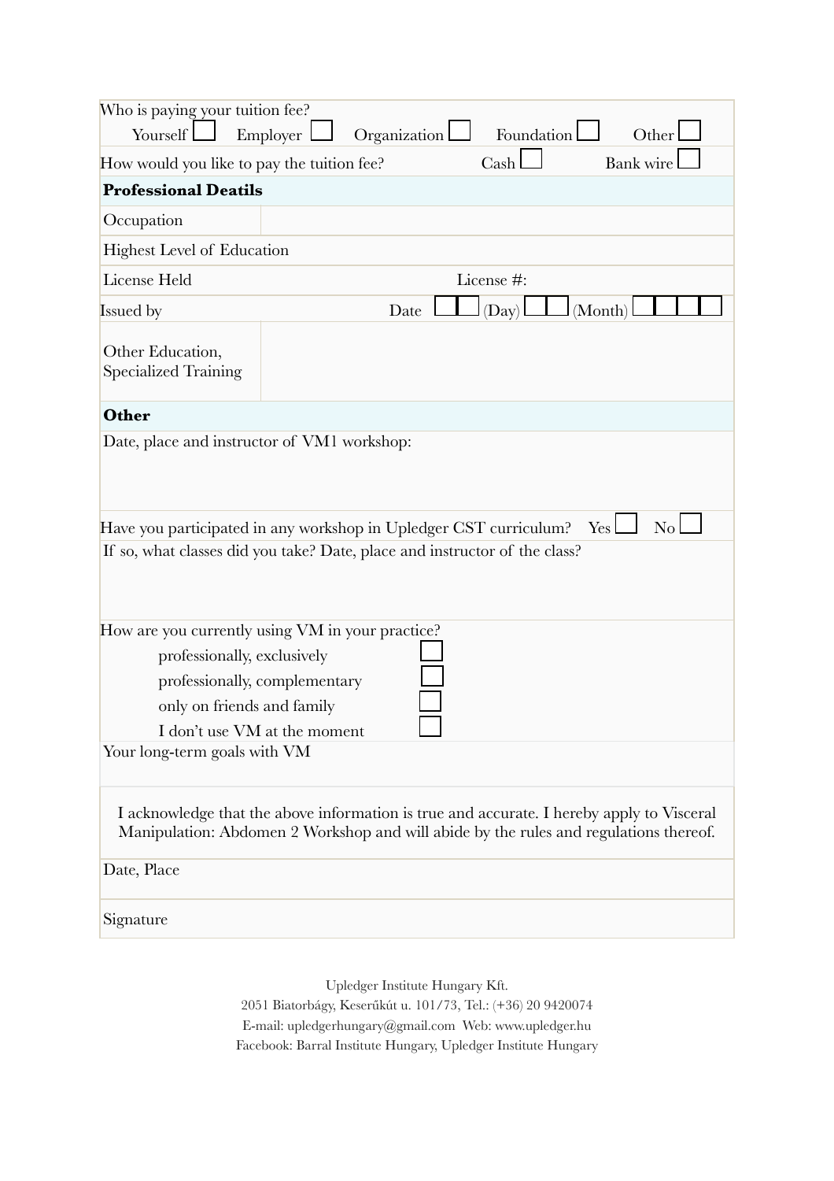Who is paying your tuition fee?

Yourself ☐ Employer ☐ Organization ☐ Foundation ☐ Other ☐

How would you like to pay the tuition fee? Cash ☐ Bank wire ☐

**Professional Deatils**

| | |
|---|---|
| Occupation | |
| Highest Level of Education | |
| License Held | License #: |
| Issued by | Date ☐☐ (Day) ☐☐ (Month) ☐☐☐☐ |
| Other Education, Specialized Training | |

**Other**

Date, place and instructor of VM1 workshop:

Have you participated in any workshop in Upledger CST curriculum? Yes ☐ No ☐

If so, what classes did you take? Date, place and instructor of the class?

How are you currently using VM in your practice?

- professionally, exclusively ☐
- professionally, complementary ☐
- only on friends and family ☐
- I don't use VM at the moment ☐

Your long-term goals with VM

I acknowledge that the above information is true and accurate. I hereby apply to Visceral Manipulation: Abdomen 2 Workshop and will abide by the rules and regulations thereof.

Date, Place

Signature

Upledger Institute Hungary Kft.
2051 Biatorbágy, Keserűkút u. 101/73, Tel.: (+36) 20 9420074
E-mail: upledgerhungary@gmail.com Web: www.upledger.hu
Facebook: Barral Institute Hungary, Upledger Institute Hungary